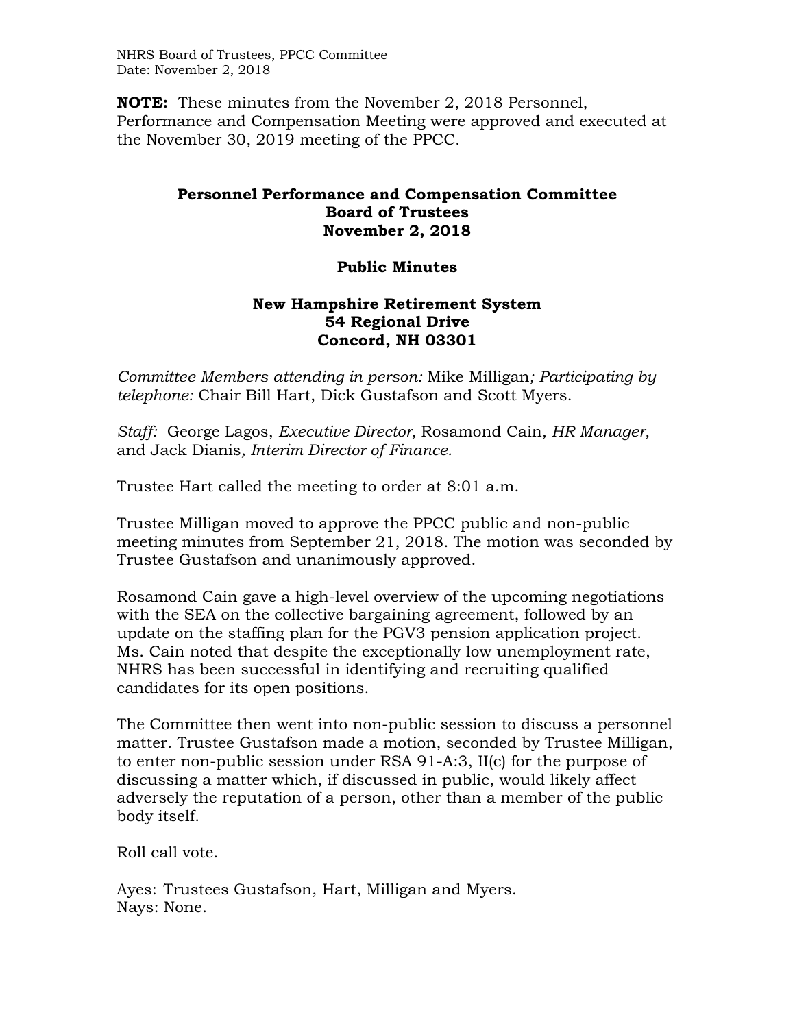**NOTE:** These minutes from the November 2, 2018 Personnel, Performance and Compensation Meeting were approved and executed at the November 30, 2019 meeting of the PPCC.

# Personnel Performance and Compensation Committee
## Board of Trustees
## November 2, 2018

## Public Minutes

## New Hampshire Retirement System
## 54 Regional Drive
## Concord, NH 03301

*Committee Members attending in person:* Mike Milligan*; Participating by telephone:* Chair Bill Hart, Dick Gustafson and Scott Myers.

*Staff:* George Lagos, *Executive Director,* Rosamond Cain*, HR Manager,* and Jack Dianis*, Interim Director of Finance.*

Trustee Hart called the meeting to order at 8:01 a.m.

Trustee Milligan moved to approve the PPCC public and non-public meeting minutes from September 21, 2018. The motion was seconded by Trustee Gustafson and unanimously approved.

Rosamond Cain gave a high-level overview of the upcoming negotiations with the SEA on the collective bargaining agreement, followed by an update on the staffing plan for the PGV3 pension application project. Ms. Cain noted that despite the exceptionally low unemployment rate, NHRS has been successful in identifying and recruiting qualified candidates for its open positions.

The Committee then went into non-public session to discuss a personnel matter. Trustee Gustafson made a motion, seconded by Trustee Milligan, to enter non-public session under RSA 91-A:3, II(c) for the purpose of discussing a matter which, if discussed in public, would likely affect adversely the reputation of a person, other than a member of the public body itself.

Roll call vote.

Ayes: Trustees Gustafson, Hart, Milligan and Myers.
Nays: None.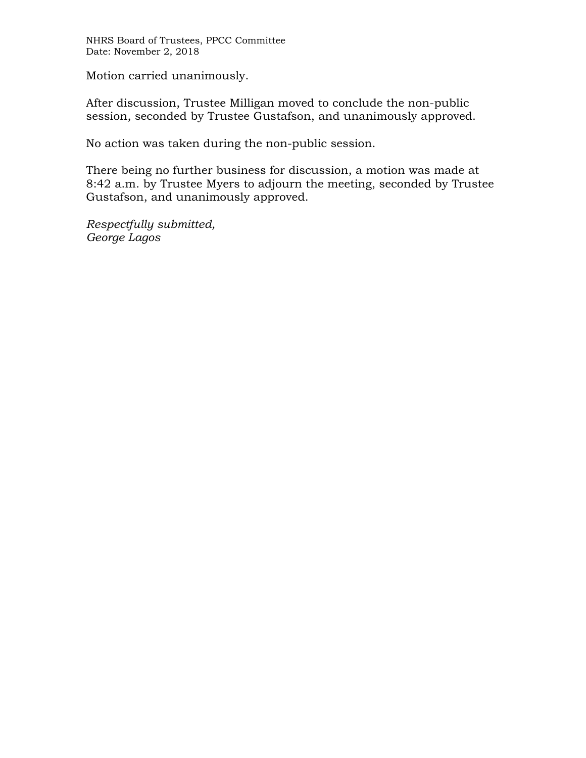Motion carried unanimously.

After discussion, Trustee Milligan moved to conclude the non-public session, seconded by Trustee Gustafson, and unanimously approved.

No action was taken during the non-public session.

There being no further business for discussion, a motion was made at 8:42 a.m. by Trustee Myers to adjourn the meeting, seconded by Trustee Gustafson, and unanimously approved.

*Respectfully submitted,*
*George Lagos*